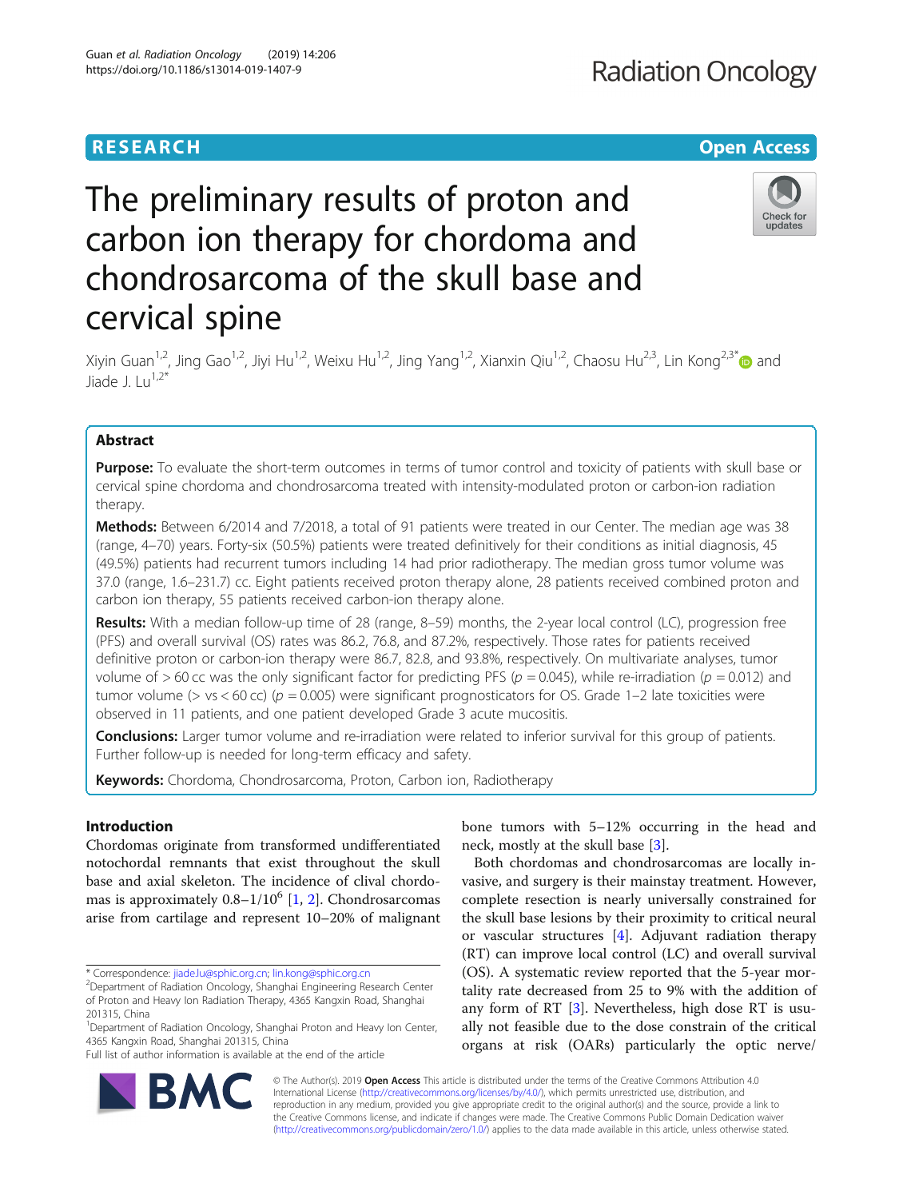# RESEARCH

# The preliminary results of proton and carbon ion therapy for chordoma and chondrosarcoma of the skull base and cervical spine

Xiyin Guan[1,2], Jing Gao[1,2], Jiyi Hu[1,2], Weixu Hu[1,2], Jing Yang[1,2], Xianxin Qiu[1,2], Chaosu Hu[2,3], Lin Kong[2,3*] and Jiade J. Lu[1,2*]

## Abstract

**Purpose:** To evaluate the short-term outcomes in terms of tumor control and toxicity of patients with skull base or cervical spine chordoma and chondrosarcoma treated with intensity-modulated proton or carbon-ion radiation therapy.

**Methods:** Between 6/2014 and 7/2018, a total of 91 patients were treated in our Center. The median age was 38 (range, 4–70) years. Forty-six (50.5%) patients were treated definitively for their conditions as initial diagnosis, 45 (49.5%) patients had recurrent tumors including 14 had prior radiotherapy. The median gross tumor volume was 37.0 (range, 1.6–231.7) cc. Eight patients received proton therapy alone, 28 patients received combined proton and carbon ion therapy, 55 patients received carbon-ion therapy alone.

**Results:** With a median follow-up time of 28 (range, 8–59) months, the 2-year local control (LC), progression free (PFS) and overall survival (OS) rates was 86.2, 76.8, and 87.2%, respectively. Those rates for patients received definitive proton or carbon-ion therapy were 86.7, 82.8, and 93.8%, respectively. On multivariate analyses, tumor volume of > 60 cc was the only significant factor for predicting PFS ($p = 0.045$), while re-irradiation ($p = 0.012$) and tumor volume (> vs < 60 cc) ($p = 0.005$) were significant prognosticators for OS. Grade 1–2 late toxicities were observed in 11 patients, and one patient developed Grade 3 acute mucositis.

**Conclusions:** Larger tumor volume and re-irradiation were related to inferior survival for this group of patients. Further follow-up is needed for long-term efficacy and safety.

**Keywords:** Chordoma, Chondrosarcoma, Proton, Carbon ion, Radiotherapy

## Introduction

Chordomas originate from transformed undifferentiated notochordal remnants that exist throughout the skull base and axial skeleton. The incidence of clival chordomas is approximately $0.8–1/10^6$ [1, 2]. Chondrosarcomas arise from cartilage and represent 10–20% of malignant bone tumors with 5–12% occurring in the head and neck, mostly at the skull base [3].

Both chordomas and chondrosarcomas are locally invasive, and surgery is their mainstay treatment. However, complete resection is nearly universally constrained for the skull base lesions by their proximity to critical neural or vascular structures [4]. Adjuvant radiation therapy (RT) can improve local control (LC) and overall survival (OS). A systematic review reported that the 5-year mortality rate decreased from 25 to 9% with the addition of any form of RT [3]. Nevertheless, high dose RT is usually not feasible due to the dose constrain of the critical organs at risk (OARs) particularly the optic nerve/

\* Correspondence: jiade.lu@sphic.org.cn; lin.kong@sphic.org.cn
[2]Department of Radiation Oncology, Shanghai Engineering Research Center of Proton and Heavy Ion Radiation Therapy, 4365 Kangxin Road, Shanghai 201315, China
[1]Department of Radiation Oncology, Shanghai Proton and Heavy Ion Center, 4365 Kangxin Road, Shanghai 201315, China
Full list of author information is available at the end of the article

© The Author(s). 2019 **Open Access** This article is distributed under the terms of the Creative Commons Attribution 4.0 International License (http://creativecommons.org/licenses/by/4.0/), which permits unrestricted use, distribution, and reproduction in any medium, provided you give appropriate credit to the original author(s) and the source, provide a link to the Creative Commons license, and indicate if changes were made. The Creative Commons Public Domain Dedication waiver (http://creativecommons.org/publicdomain/zero/1.0/) applies to the data made available in this article, unless otherwise stated.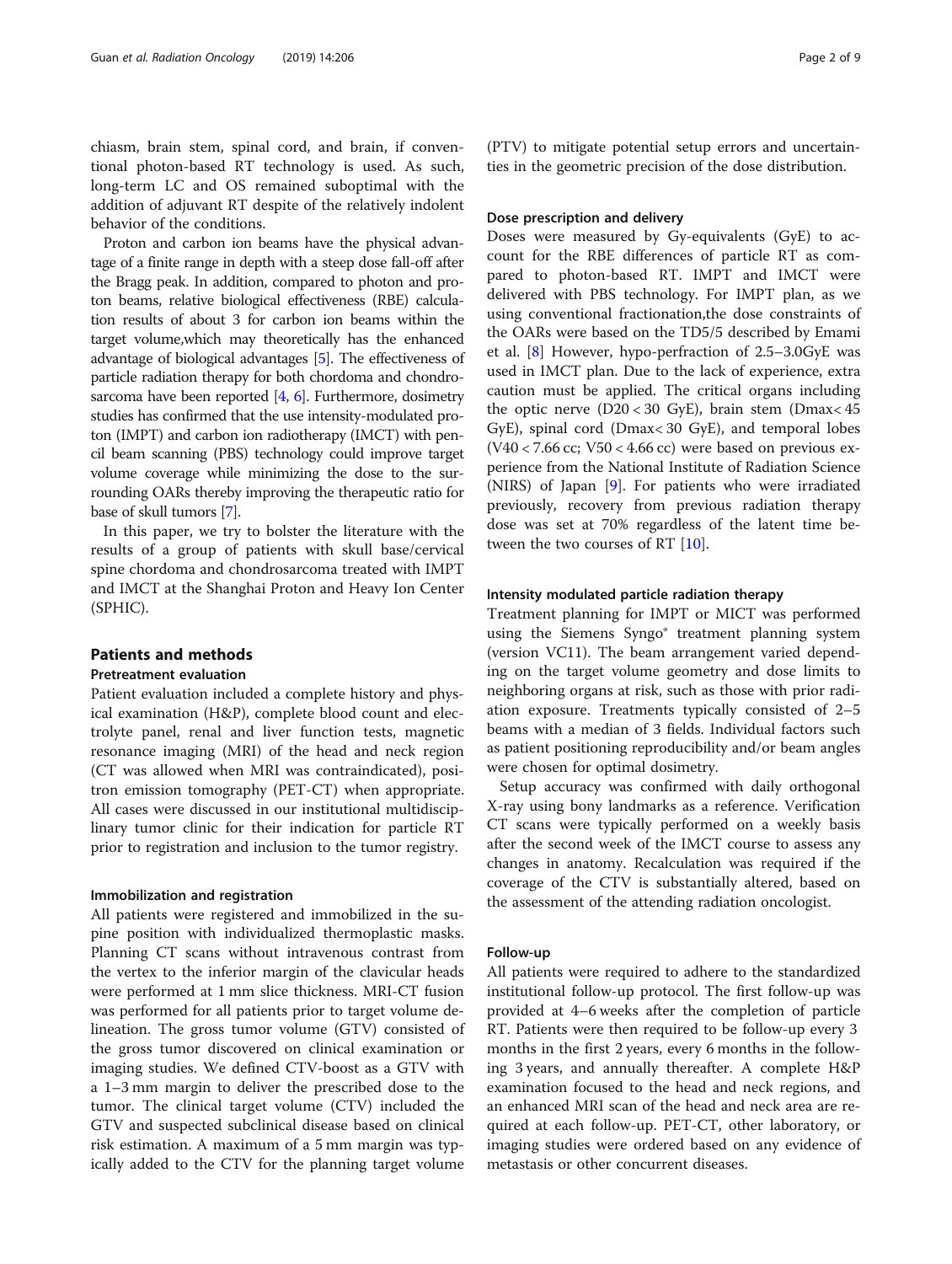chiasm, brain stem, spinal cord, and brain, if conventional photon-based RT technology is used. As such, long-term LC and OS remained suboptimal with the addition of adjuvant RT despite of the relatively indolent behavior of the conditions.

Proton and carbon ion beams have the physical advantage of a finite range in depth with a steep dose fall-off after the Bragg peak. In addition, compared to photon and proton beams, relative biological effectiveness (RBE) calculation results of about 3 for carbon ion beams within the target volume,which may theoretically has the enhanced advantage of biological advantages [5]. The effectiveness of particle radiation therapy for both chordoma and chondrosarcoma have been reported [4, 6]. Furthermore, dosimetry studies has confirmed that the use intensity-modulated proton (IMPT) and carbon ion radiotherapy (IMCT) with pencil beam scanning (PBS) technology could improve target volume coverage while minimizing the dose to the surrounding OARs thereby improving the therapeutic ratio for base of skull tumors [7].

In this paper, we try to bolster the literature with the results of a group of patients with skull base/cervical spine chordoma and chondrosarcoma treated with IMPT and IMCT at the Shanghai Proton and Heavy Ion Center (SPHIC).

## Patients and methods

### Pretreatment evaluation

Patient evaluation included a complete history and physical examination (H&P), complete blood count and electrolyte panel, renal and liver function tests, magnetic resonance imaging (MRI) of the head and neck region (CT was allowed when MRI was contraindicated), positron emission tomography (PET-CT) when appropriate. All cases were discussed in our institutional multidisciplinary tumor clinic for their indication for particle RT prior to registration and inclusion to the tumor registry.

### Immobilization and registration

All patients were registered and immobilized in the supine position with individualized thermoplastic masks. Planning CT scans without intravenous contrast from the vertex to the inferior margin of the clavicular heads were performed at 1 mm slice thickness. MRI-CT fusion was performed for all patients prior to target volume delineation. The gross tumor volume (GTV) consisted of the gross tumor discovered on clinical examination or imaging studies. We defined CTV-boost as a GTV with a 1–3 mm margin to deliver the prescribed dose to the tumor. The clinical target volume (CTV) included the GTV and suspected subclinical disease based on clinical risk estimation. A maximum of a 5 mm margin was typically added to the CTV for the planning target volume (PTV) to mitigate potential setup errors and uncertainties in the geometric precision of the dose distribution.

### Dose prescription and delivery

Doses were measured by Gy-equivalents (GyE) to account for the RBE differences of particle RT as compared to photon-based RT. IMPT and IMCT were delivered with PBS technology. For IMPT plan, as we using conventional fractionation,the dose constraints of the OARs were based on the TD5/5 described by Emami et al. [8] However, hypo-perfraction of 2.5–3.0GyE was used in IMCT plan. Due to the lack of experience, extra caution must be applied. The critical organs including the optic nerve ($D_{20} < 30$ GyE), brain stem ($D_{max} < 45$ GyE), spinal cord ($D_{max} < 30$ GyE), and temporal lobes ($V_{40} < 7.66$ cc; $V_{50} < 4.66$ cc) were based on previous experience from the National Institute of Radiation Science (NIRS) of Japan [9]. For patients who were irradiated previously, recovery from previous radiation therapy dose was set at 70% regardless of the latent time between the two courses of RT [10].

### Intensity modulated particle radiation therapy

Treatment planning for IMPT or MICT was performed using the Siemens Syngo® treatment planning system (version VC11). The beam arrangement varied depending on the target volume geometry and dose limits to neighboring organs at risk, such as those with prior radiation exposure. Treatments typically consisted of 2–5 beams with a median of 3 fields. Individual factors such as patient positioning reproducibility and/or beam angles were chosen for optimal dosimetry.

Setup accuracy was confirmed with daily orthogonal X-ray using bony landmarks as a reference. Verification CT scans were typically performed on a weekly basis after the second week of the IMCT course to assess any changes in anatomy. Recalculation was required if the coverage of the CTV is substantially altered, based on the assessment of the attending radiation oncologist.

### Follow-up

All patients were required to adhere to the standardized institutional follow-up protocol. The first follow-up was provided at 4–6 weeks after the completion of particle RT. Patients were then required to be follow-up every 3 months in the first 2 years, every 6 months in the following 3 years, and annually thereafter. A complete H&P examination focused to the head and neck regions, and an enhanced MRI scan of the head and neck area are required at each follow-up. PET-CT, other laboratory, or imaging studies were ordered based on any evidence of metastasis or other concurrent diseases.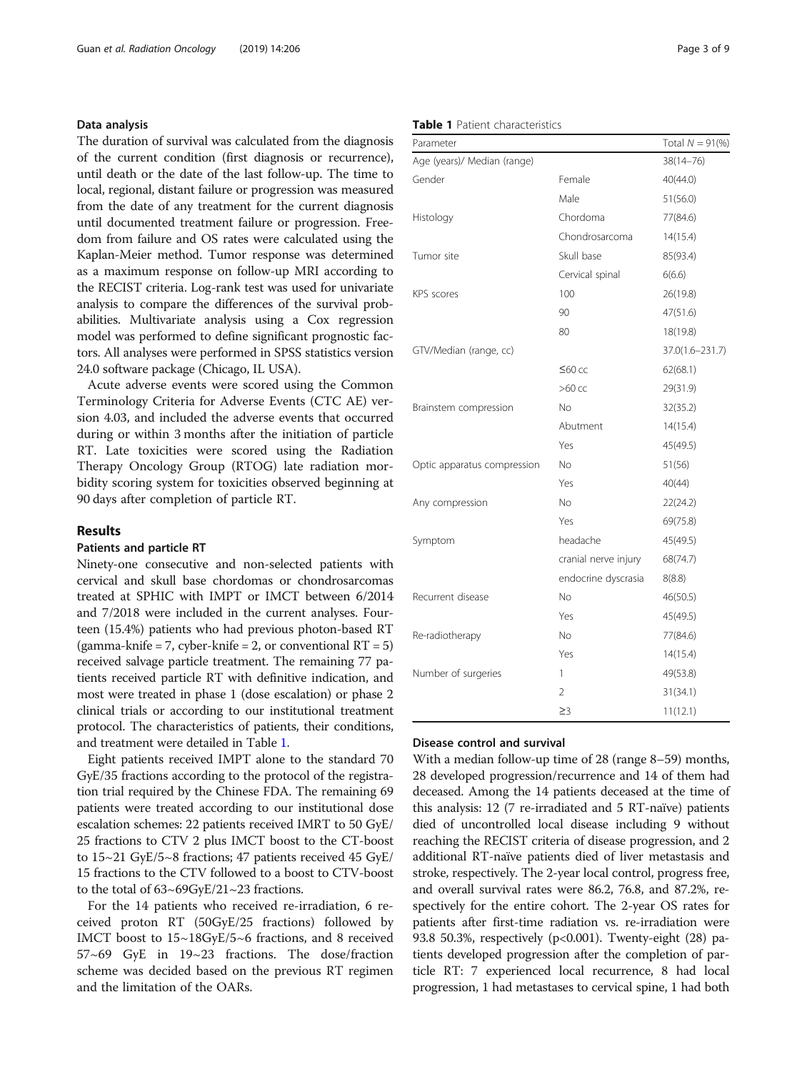### Data analysis

The duration of survival was calculated from the diagnosis of the current condition (first diagnosis or recurrence), until death or the date of the last follow-up. The time to local, regional, distant failure or progression was measured from the date of any treatment for the current diagnosis until documented treatment failure or progression. Freedom from failure and OS rates were calculated using the Kaplan-Meier method. Tumor response was determined as a maximum response on follow-up MRI according to the RECIST criteria. Log-rank test was used for univariate analysis to compare the differences of the survival probabilities. Multivariate analysis using a Cox regression model was performed to define significant prognostic factors. All analyses were performed in SPSS statistics version 24.0 software package (Chicago, IL USA).

Acute adverse events were scored using the Common Terminology Criteria for Adverse Events (CTC AE) version 4.03, and included the adverse events that occurred during or within 3 months after the initiation of particle RT. Late toxicities were scored using the Radiation Therapy Oncology Group (RTOG) late radiation morbidity scoring system for toxicities observed beginning at 90 days after completion of particle RT.

## Results

### Patients and particle RT

Ninety-one consecutive and non-selected patients with cervical and skull base chordomas or chondrosarcomas treated at SPHIC with IMPT or IMCT between 6/2014 and 7/2018 were included in the current analyses. Fourteen (15.4%) patients who had previous photon-based RT (gamma-knife = 7, cyber-knife = 2, or conventional RT = 5) received salvage particle treatment. The remaining 77 patients received particle RT with definitive indication, and most were treated in phase 1 (dose escalation) or phase 2 clinical trials or according to our institutional treatment protocol. The characteristics of patients, their conditions, and treatment were detailed in Table 1.

Eight patients received IMPT alone to the standard 70 GyE/35 fractions according to the protocol of the registration trial required by the Chinese FDA. The remaining 69 patients were treated according to our institutional dose escalation schemes: 22 patients received IMRT to 50 GyE/25 fractions to CTV 2 plus IMCT boost to the CT-boost to 15~21 GyE/5~8 fractions; 47 patients received 45 GyE/15 fractions to the CTV followed to a boost to CTV-boost to the total of 63~69GyE/21~23 fractions.

For the 14 patients who received re-irradiation, 6 received proton RT (50GyE/25 fractions) followed by IMCT boost to 15~18GyE/5~6 fractions, and 8 received 57~69 GyE in 19~23 fractions. The dose/fraction scheme was decided based on the previous RT regimen and the limitation of the OARs.

**Table 1** Patient characteristics

| Parameter | | Total $N = 91$(%) |
|---|---|---|
| Age (years)/ Median (range) | | 38(14–76) |
| Gender | Female | 40(44.0) |
| | Male | 51(56.0) |
| Histology | Chordoma | 77(84.6) |
| | Chondrosarcoma | 14(15.4) |
| Tumor site | Skull base | 85(93.4) |
| | Cervical spinal | 6(6.6) |
| KPS scores | 100 | 26(19.8) |
| | 90 | 47(51.6) |
| | 80 | 18(19.8) |
| GTV/Median (range, cc) | | 37.0(1.6–231.7) |
| | ≤60 cc | 62(68.1) |
| | >60 cc | 29(31.9) |
| Brainstem compression | No | 32(35.2) |
| | Abutment | 14(15.4) |
| | Yes | 45(49.5) |
| Optic apparatus compression | No | 51(56) |
| | Yes | 40(44) |
| Any compression | No | 22(24.2) |
| | Yes | 69(75.8) |
| Symptom | headache | 45(49.5) |
| | cranial nerve injury | 68(74.7) |
| | endocrine dyscrasia | 8(8.8) |
| Recurrent disease | No | 46(50.5) |
| | Yes | 45(49.5) |
| Re-radiotherapy | No | 77(84.6) |
| | Yes | 14(15.4) |
| Number of surgeries | 1 | 49(53.8) |
| | 2 | 31(34.1) |
| | ≥3 | 11(12.1) |

### Disease control and survival

With a median follow-up time of 28 (range 8–59) months, 28 developed progression/recurrence and 14 of them had deceased. Among the 14 patients deceased at the time of this analysis: 12 (7 re-irradiated and 5 RT-naïve) patients died of uncontrolled local disease including 9 without reaching the RECIST criteria of disease progression, and 2 additional RT-naïve patients died of liver metastasis and stroke, respectively. The 2-year local control, progress free, and overall survival rates were 86.2, 76.8, and 87.2%, respectively for the entire cohort. The 2-year OS rates for patients after first-time radiation vs. re-irradiation were 93.8 50.3%, respectively ($p<0.001$). Twenty-eight (28) patients developed progression after the completion of particle RT: 7 experienced local recurrence, 8 had local progression, 1 had metastases to cervical spine, 1 had both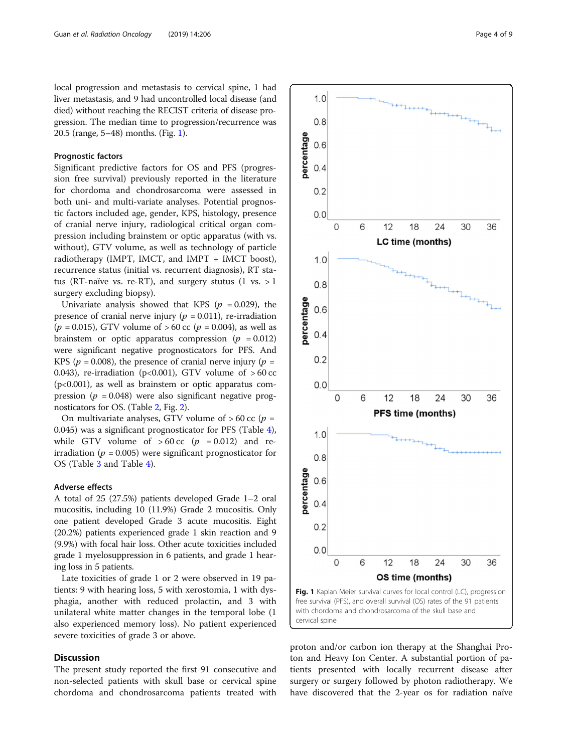local progression and metastasis to cervical spine, 1 had liver metastasis, and 9 had uncontrolled local disease (and died) without reaching the RECIST criteria of disease progression. The median time to progression/recurrence was 20.5 (range, 5–48) months. (Fig. 1).

### Prognostic factors

Significant predictive factors for OS and PFS (progression free survival) previously reported in the literature for chordoma and chondrosarcoma were assessed in both uni- and multi-variate analyses. Potential prognostic factors included age, gender, KPS, histology, presence of cranial nerve injury, radiological critical organ compression including brainstem or optic apparatus (with vs. without), GTV volume, as well as technology of particle radiotherapy (IMPT, IMCT, and IMPT + IMCT boost), recurrence status (initial vs. recurrent diagnosis), RT status (RT-naïve vs. re-RT), and surgery status (1 vs. > 1 surgery excluding biopsy).

Univariate analysis showed that KPS ($p$ = 0.029), the presence of cranial nerve injury ($p$ = 0.011), re-irradiation ($p$ = 0.015), GTV volume of > 60 cc ($p$ = 0.004), as well as brainstem or optic apparatus compression ($p$ = 0.012) were significant negative prognosticators for PFS. And KPS ($p$ = 0.008), the presence of cranial nerve injury ($p$ = 0.043), re-irradiation ($p$<0.001), GTV volume of > 60 cc ($p$<0.001), as well as brainstem or optic apparatus compression ($p$ = 0.048) were also significant negative prognosticators for OS. (Table 2, Fig. 2).

On multivariate analyses, GTV volume of > 60 cc ($p$ = 0.045) was a significant prognosticator for PFS (Table 4), while GTV volume of > 60 cc ($p$ = 0.012) and re-irradiation ($p$ = 0.005) were significant prognosticator for OS (Table 3 and Table 4).

### Adverse effects

A total of 25 (27.5%) patients developed Grade 1–2 oral mucositis, including 10 (11.9%) Grade 2 mucositis. Only one patient developed Grade 3 acute mucositis. Eight (20.2%) patients experienced grade 1 skin reaction and 9 (9.9%) with focal hair loss. Other acute toxicities included grade 1 myelosuppression in 6 patients, and grade 1 hearing loss in 5 patients.

Late toxicities of grade 1 or 2 were observed in 19 patients: 9 with hearing loss, 5 with xerostomia, 1 with dysphagia, another with reduced prolactin, and 3 with unilateral white matter changes in the temporal lobe (1 also experienced memory loss). No patient experienced severe toxicities of grade 3 or above.

**Fig. 1** Kaplan Meier survival curves for local control (LC), progression free survival (PFS), and overall survival (OS) rates of the 91 patients with chordoma and chondrosarcoma of the skull base and cervical spine

## Discussion

The present study reported the first 91 consecutive and non-selected patients with skull base or cervical spine chordoma and chondrosarcoma patients treated with proton and/or carbon ion therapy at the Shanghai Proton and Heavy Ion Center. A substantial portion of patients presented with locally recurrent disease after surgery or surgery followed by photon radiotherapy. We have discovered that the 2-year os for radiation naïve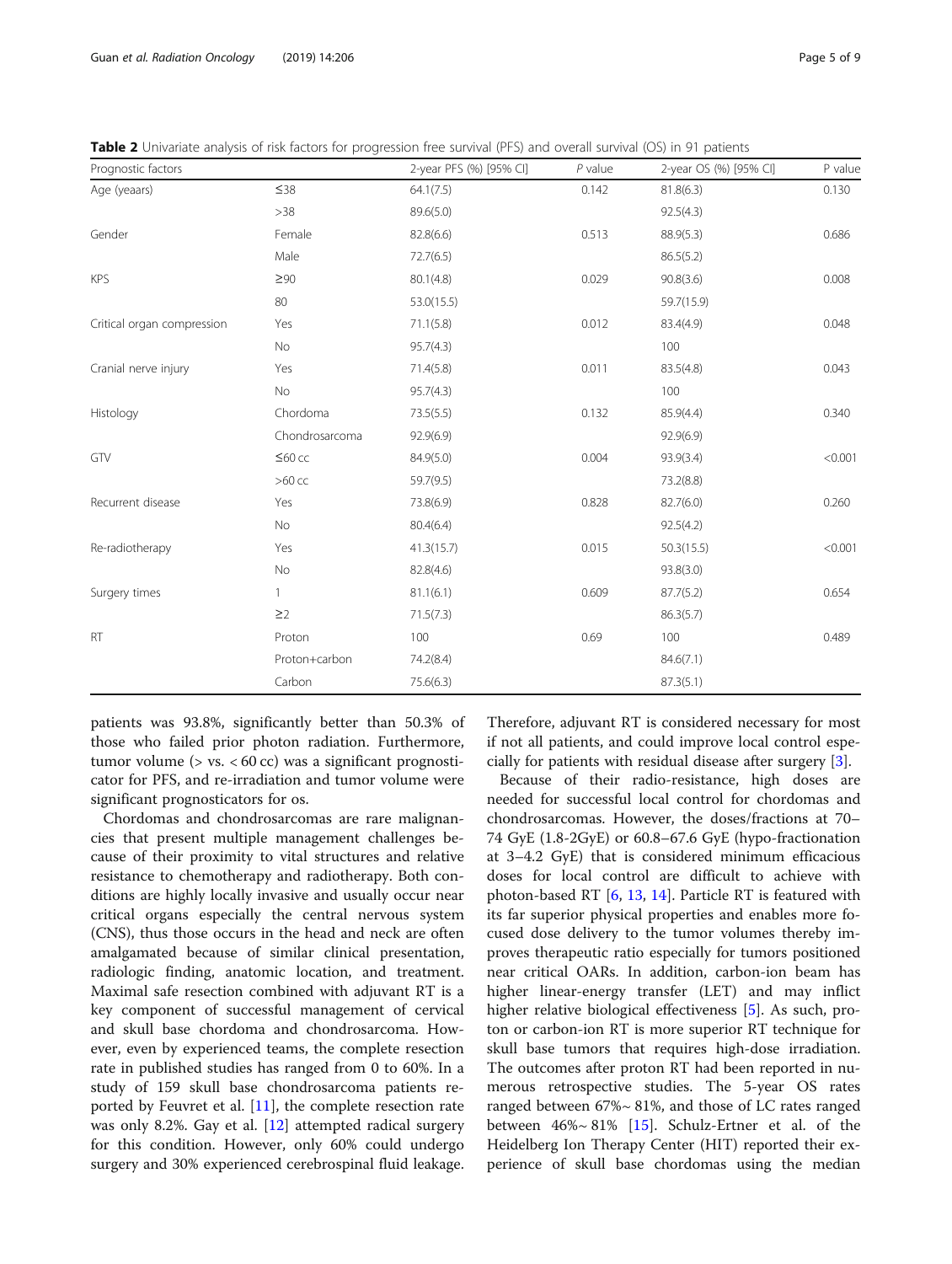**Table 2** Univariate analysis of risk factors for progression free survival (PFS) and overall survival (OS) in 91 patients

| Prognostic factors | | 2-year PFS (%) [95% CI] | *P* value | 2-year OS (%) [95% CI] | P value |
|---|---|---|---|---|---|
| Age (yeaars) | ≤38 | 64.1(7.5) | 0.142 | 81.8(6.3) | 0.130 |
| | >38 | 89.6(5.0) | | 92.5(4.3) | |
| Gender | Female | 82.8(6.6) | 0.513 | 88.9(5.3) | 0.686 |
| | Male | 72.7(6.5) | | 86.5(5.2) | |
| KPS | ≥90 | 80.1(4.8) | 0.029 | 90.8(3.6) | 0.008 |
| | 80 | 53.0(15.5) | | 59.7(15.9) | |
| Critical organ compression | Yes | 71.1(5.8) | 0.012 | 83.4(4.9) | 0.048 |
| | No | 95.7(4.3) | | 100 | |
| Cranial nerve injury | Yes | 71.4(5.8) | 0.011 | 83.5(4.8) | 0.043 |
| | No | 95.7(4.3) | | 100 | |
| Histology | Chordoma | 73.5(5.5) | 0.132 | 85.9(4.4) | 0.340 |
| | Chondrosarcoma | 92.9(6.9) | | 92.9(6.9) | |
| GTV | ≤60 cc | 84.9(5.0) | 0.004 | 93.9(3.4) | <0.001 |
| | >60 cc | 59.7(9.5) | | 73.2(8.8) | |
| Recurrent disease | Yes | 73.8(6.9) | 0.828 | 82.7(6.0) | 0.260 |
| | No | 80.4(6.4) | | 92.5(4.2) | |
| Re-radiotherapy | Yes | 41.3(15.7) | 0.015 | 50.3(15.5) | <0.001 |
| | No | 82.8(4.6) | | 93.8(3.0) | |
| Surgery times | 1 | 81.1(6.1) | 0.609 | 87.7(5.2) | 0.654 |
| | ≥2 | 71.5(7.3) | | 86.3(5.7) | |
| RT | Proton | 100 | 0.69 | 100 | 0.489 |
| | Proton+carbon | 74.2(8.4) | | 84.6(7.1) | |
| | Carbon | 75.6(6.3) | | 87.3(5.1) | |

patients was 93.8%, significantly better than 50.3% of those who failed prior photon radiation. Furthermore, tumor volume (> vs. < 60 cc) was a significant prognosticator for PFS, and re-irradiation and tumor volume were significant prognosticators for os.

Chordomas and chondrosarcomas are rare malignancies that present multiple management challenges because of their proximity to vital structures and relative resistance to chemotherapy and radiotherapy. Both conditions are highly locally invasive and usually occur near critical organs especially the central nervous system (CNS), thus those occurs in the head and neck are often amalgamated because of similar clinical presentation, radiologic finding, anatomic location, and treatment. Maximal safe resection combined with adjuvant RT is a key component of successful management of cervical and skull base chordoma and chondrosarcoma. However, even by experienced teams, the complete resection rate in published studies has ranged from 0 to 60%. In a study of 159 skull base chondrosarcoma patients reported by Feuvret et al. [11], the complete resection rate was only 8.2%. Gay et al. [12] attempted radical surgery for this condition. However, only 60% could undergo surgery and 30% experienced cerebrospinal fluid leakage. Therefore, adjuvant RT is considered necessary for most if not all patients, and could improve local control especially for patients with residual disease after surgery [3].

Because of their radio-resistance, high doses are needed for successful local control for chordomas and chondrosarcomas. However, the doses/fractions at 70–74 GyE (1.8-2GyE) or 60.8–67.6 GyE (hypo-fractionation at 3–4.2 GyE) that is considered minimum efficacious doses for local control are difficult to achieve with photon-based RT [6, 13, 14]. Particle RT is featured with its far superior physical properties and enables more focused dose delivery to the tumor volumes thereby improves therapeutic ratio especially for tumors positioned near critical OARs. In addition, carbon-ion beam has higher linear-energy transfer (LET) and may inflict higher relative biological effectiveness [5]. As such, proton or carbon-ion RT is more superior RT technique for skull base tumors that requires high-dose irradiation. The outcomes after proton RT had been reported in numerous retrospective studies. The 5-year OS rates ranged between 67%~ 81%, and those of LC rates ranged between 46%~ 81% [15]. Schulz-Ertner et al. of the Heidelberg Ion Therapy Center (HIT) reported their experience of skull base chordomas using the median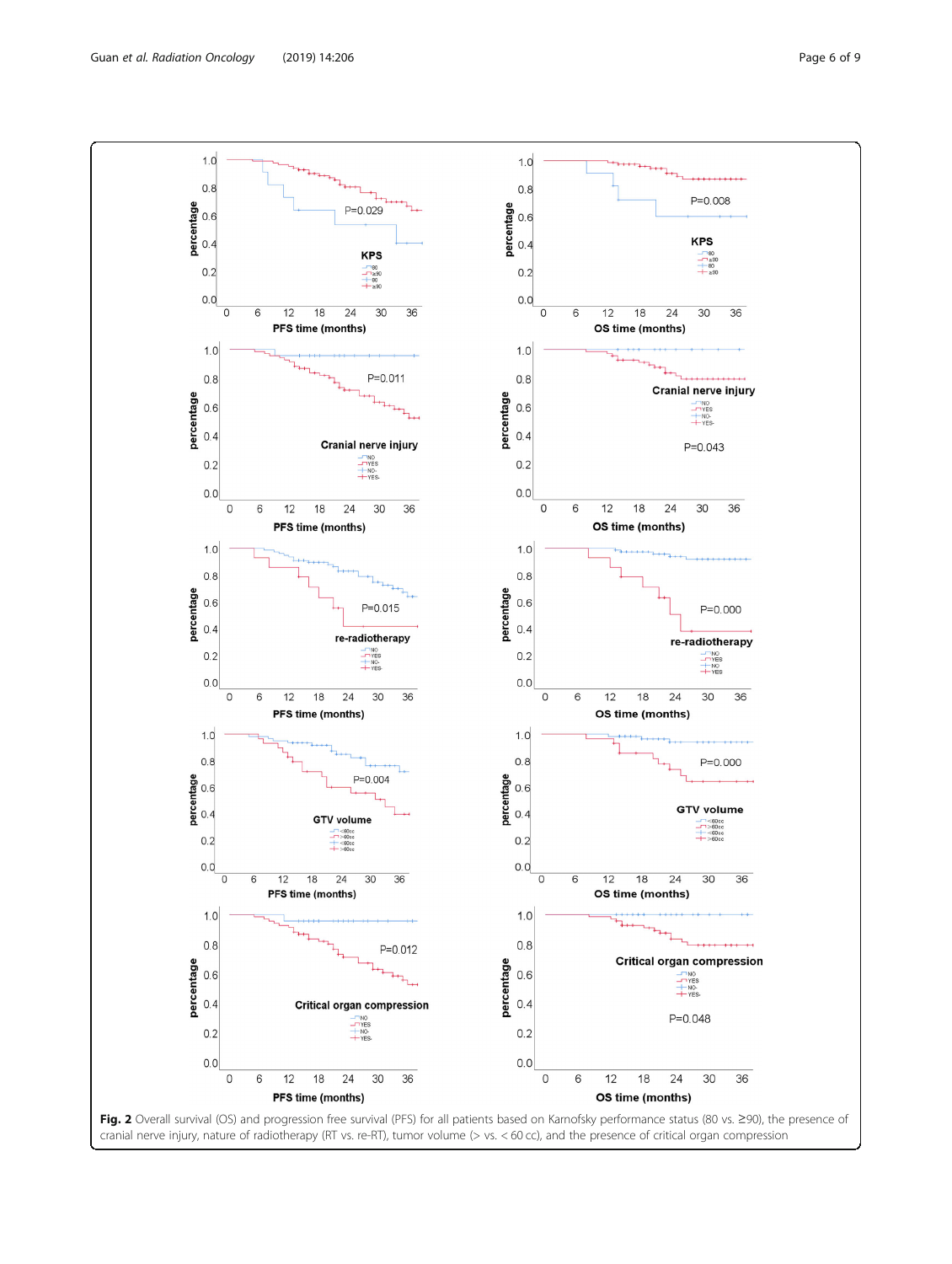**Fig. 2** Overall survival (OS) and progression free survival (PFS) for all patients based on Karnofsky performance status (80 vs. ≥90), the presence of cranial nerve injury, nature of radiotherapy (RT vs. re-RT), tumor volume (> vs. < 60 cc), and the presence of critical organ compression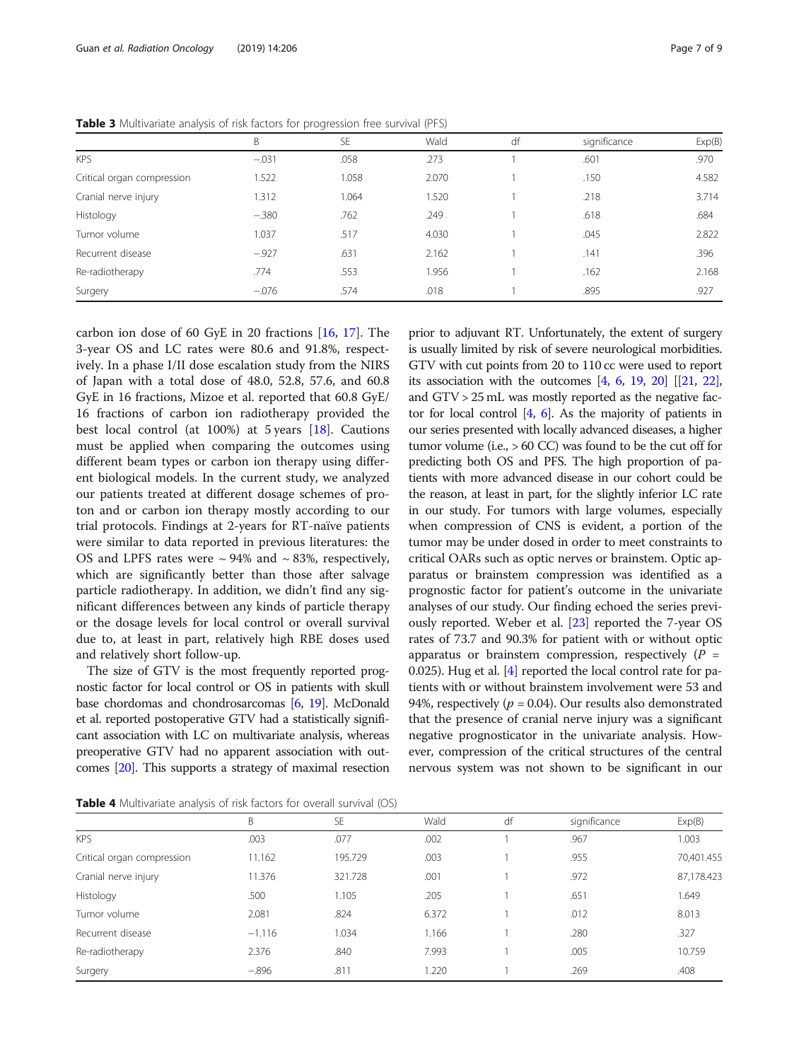**Table 3** Multivariate analysis of risk factors for progression free survival (PFS)

| | B | SE | Wald | df | significance | Exp(B) |
|---|---|---|---|---|---|---|
| KPS | −.031 | .058 | .273 | 1 | .601 | .970 |
| Critical organ compression | 1.522 | 1.058 | 2.070 | 1 | .150 | 4.582 |
| Cranial nerve injury | 1.312 | 1.064 | 1.520 | 1 | .218 | 3.714 |
| Histology | −.380 | .762 | .249 | 1 | .618 | .684 |
| Tumor volume | 1.037 | .517 | 4.030 | 1 | .045 | 2.822 |
| Recurrent disease | −.927 | .631 | 2.162 | 1 | .141 | .396 |
| Re-radiotherapy | .774 | .553 | 1.956 | 1 | .162 | 2.168 |
| Surgery | −.076 | .574 | .018 | 1 | .895 | .927 |

carbon ion dose of 60 GyE in 20 fractions [16, 17]. The 3-year OS and LC rates were 80.6 and 91.8%, respectively. In a phase I/II dose escalation study from the NIRS of Japan with a total dose of 48.0, 52.8, 57.6, and 60.8 GyE in 16 fractions, Mizoe et al. reported that 60.8 GyE/16 fractions of carbon ion radiotherapy provided the best local control (at 100%) at 5 years [18]. Cautions must be applied when comparing the outcomes using different beam types or carbon ion therapy using different biological models. In the current study, we analyzed our patients treated at different dosage schemes of proton and or carbon ion therapy mostly according to our trial protocols. Findings at 2-years for RT-naïve patients were similar to data reported in previous literatures: the OS and LPFS rates were ~ 94% and ~ 83%, respectively, which are significantly better than those after salvage particle radiotherapy. In addition, we didn't find any significant differences between any kinds of particle therapy or the dosage levels for local control or overall survival due to, at least in part, relatively high RBE doses used and relatively short follow-up.

The size of GTV is the most frequently reported prognostic factor for local control or OS in patients with skull base chordomas and chondrosarcomas [6, 19]. McDonald et al. reported postoperative GTV had a statistically significant association with LC on multivariate analysis, whereas preoperative GTV had no apparent association with outcomes [20]. This supports a strategy of maximal resection prior to adjuvant RT. Unfortunately, the extent of surgery is usually limited by risk of severe neurological morbidities. GTV with cut points from 20 to 110 cc were used to report its association with the outcomes [4, 6, 19, 20] [[21, 22], and GTV > 25 mL was mostly reported as the negative factor for local control [4, 6]. As the majority of patients in our series presented with locally advanced diseases, a higher tumor volume (i.e., > 60 CC) was found to be the cut off for predicting both OS and PFS. The high proportion of patients with more advanced disease in our cohort could be the reason, at least in part, for the slightly inferior LC rate in our study. For tumors with large volumes, especially when compression of CNS is evident, a portion of the tumor may be under dosed in order to meet constraints to critical OARs such as optic nerves or brainstem. Optic apparatus or brainstem compression was identified as a prognostic factor for patient's outcome in the univariate analyses of our study. Our finding echoed the series previously reported. Weber et al. [23] reported the 7-year OS rates of 73.7 and 90.3% for patient with or without optic apparatus or brainstem compression, respectively ($P$ = 0.025). Hug et al. [4] reported the local control rate for patients with or without brainstem involvement were 53 and 94%, respectively ($p$ = 0.04). Our results also demonstrated that the presence of cranial nerve injury was a significant negative prognosticator in the univariate analysis. However, compression of the critical structures of the central nervous system was not shown to be significant in our

**Table 4** Multivariate analysis of risk factors for overall survival (OS)

| | B | SE | Wald | df | significance | Exp(B) |
|---|---|---|---|---|---|---|
| KPS | .003 | .077 | .002 | 1 | .967 | 1.003 |
| Critical organ compression | 11.162 | 195.729 | .003 | 1 | .955 | 70,401.455 |
| Cranial nerve injury | 11.376 | 321.728 | .001 | 1 | .972 | 87,178.423 |
| Histology | .500 | 1.105 | .205 | 1 | .651 | 1.649 |
| Tumor volume | 2.081 | .824 | 6.372 | 1 | .012 | 8.013 |
| Recurrent disease | −1.116 | 1.034 | 1.166 | 1 | .280 | .327 |
| Re-radiotherapy | 2.376 | .840 | 7.993 | 1 | .005 | 10.759 |
| Surgery | −.896 | .811 | 1.220 | 1 | .269 | .408 |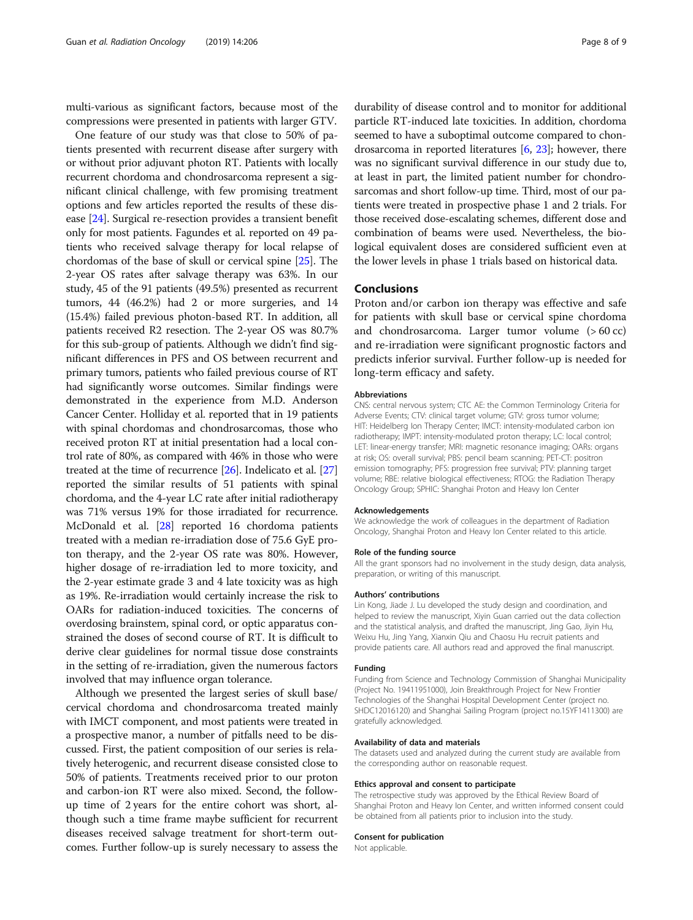multi-various as significant factors, because most of the compressions were presented in patients with larger GTV.

One feature of our study was that close to 50% of patients presented with recurrent disease after surgery with or without prior adjuvant photon RT. Patients with locally recurrent chordoma and chondrosarcoma represent a significant clinical challenge, with few promising treatment options and few articles reported the results of these disease [24]. Surgical re-resection provides a transient benefit only for most patients. Fagundes et al. reported on 49 patients who received salvage therapy for local relapse of chordomas of the base of skull or cervical spine [25]. The 2-year OS rates after salvage therapy was 63%. In our study, 45 of the 91 patients (49.5%) presented as recurrent tumors, 44 (46.2%) had 2 or more surgeries, and 14 (15.4%) failed previous photon-based RT. In addition, all patients received R2 resection. The 2-year OS was 80.7% for this sub-group of patients. Although we didn't find significant differences in PFS and OS between recurrent and primary tumors, patients who failed previous course of RT had significantly worse outcomes. Similar findings were demonstrated in the experience from M.D. Anderson Cancer Center. Holliday et al. reported that in 19 patients with spinal chordomas and chondrosarcomas, those who received proton RT at initial presentation had a local control rate of 80%, as compared with 46% in those who were treated at the time of recurrence [26]. Indelicato et al. [27] reported the similar results of 51 patients with spinal chordoma, and the 4-year LC rate after initial radiotherapy was 71% versus 19% for those irradiated for recurrence. McDonald et al. [28] reported 16 chordoma patients treated with a median re-irradiation dose of 75.6 GyE proton therapy, and the 2-year OS rate was 80%. However, higher dosage of re-irradiation led to more toxicity, and the 2-year estimate grade 3 and 4 late toxicity was as high as 19%. Re-irradiation would certainly increase the risk to OARs for radiation-induced toxicities. The concerns of overdosing brainstem, spinal cord, or optic apparatus constrained the doses of second course of RT. It is difficult to derive clear guidelines for normal tissue dose constraints in the setting of re-irradiation, given the numerous factors involved that may influence organ tolerance.

Although we presented the largest series of skull base/cervical chordoma and chondrosarcoma treated mainly with IMCT component, and most patients were treated in a prospective manor, a number of pitfalls need to be discussed. First, the patient composition of our series is relatively heterogenic, and recurrent disease consisted close to 50% of patients. Treatments received prior to our proton and carbon-ion RT were also mixed. Second, the follow-up time of 2 years for the entire cohort was short, although such a time frame maybe sufficient for recurrent diseases received salvage treatment for short-term outcomes. Further follow-up is surely necessary to assess the durability of disease control and to monitor for additional particle RT-induced late toxicities. In addition, chordoma seemed to have a suboptimal outcome compared to chondrosarcoma in reported literatures [6, 23]; however, there was no significant survival difference in our study due to, at least in part, the limited patient number for chondrosarcomas and short follow-up time. Third, most of our patients were treated in prospective phase 1 and 2 trials. For those received dose-escalating schemes, different dose and combination of beams were used. Nevertheless, the biological equivalent doses are considered sufficient even at the lower levels in phase 1 trials based on historical data.

## Conclusions

Proton and/or carbon ion therapy was effective and safe for patients with skull base or cervical spine chordoma and chondrosarcoma. Larger tumor volume (> 60 cc) and re-irradiation were significant prognostic factors and predicts inferior survival. Further follow-up is needed for long-term efficacy and safety.

#### Abbreviations

CNS: central nervous system; CTC AE: the Common Terminology Criteria for Adverse Events; CTV: clinical target volume; GTV: gross tumor volume; HIT: Heidelberg Ion Therapy Center; IMCT: intensity-modulated carbon ion radiotherapy; IMPT: intensity-modulated proton therapy; LC: local control; LET: linear-energy transfer; MRI: magnetic resonance imaging; OARs: organs at risk; OS: overall survival; PBS: pencil beam scanning; PET-CT: positron emission tomography; PFS: progression free survival; PTV: planning target volume; RBE: relative biological effectiveness; RTOG: the Radiation Therapy Oncology Group; SPHIC: Shanghai Proton and Heavy Ion Center

#### Acknowledgements

We acknowledge the work of colleagues in the department of Radiation Oncology, Shanghai Proton and Heavy Ion Center related to this article.

#### Role of the funding source

All the grant sponsors had no involvement in the study design, data analysis, preparation, or writing of this manuscript.

#### Authors' contributions

Lin Kong, Jiade J. Lu developed the study design and coordination, and helped to review the manuscript, Xiyin Guan carried out the data collection and the statistical analysis, and drafted the manuscript, Jing Gao, Jiyin Hu, Weixu Hu, Jing Yang, Xianxin Qiu and Chaosu Hu recruit patients and provide patients care. All authors read and approved the final manuscript.

#### Funding

Funding from Science and Technology Commission of Shanghai Municipality (Project No. 19411951000), Join Breakthrough Project for New Frontier Technologies of the Shanghai Hospital Development Center (project no. SHDC12016120) and Shanghai Sailing Program (project no.15YF1411300) are gratefully acknowledged.

#### Availability of data and materials

The datasets used and analyzed during the current study are available from the corresponding author on reasonable request.

#### Ethics approval and consent to participate

The retrospective study was approved by the Ethical Review Board of Shanghai Proton and Heavy Ion Center, and written informed consent could be obtained from all patients prior to inclusion into the study.

#### Consent for publication

Not applicable.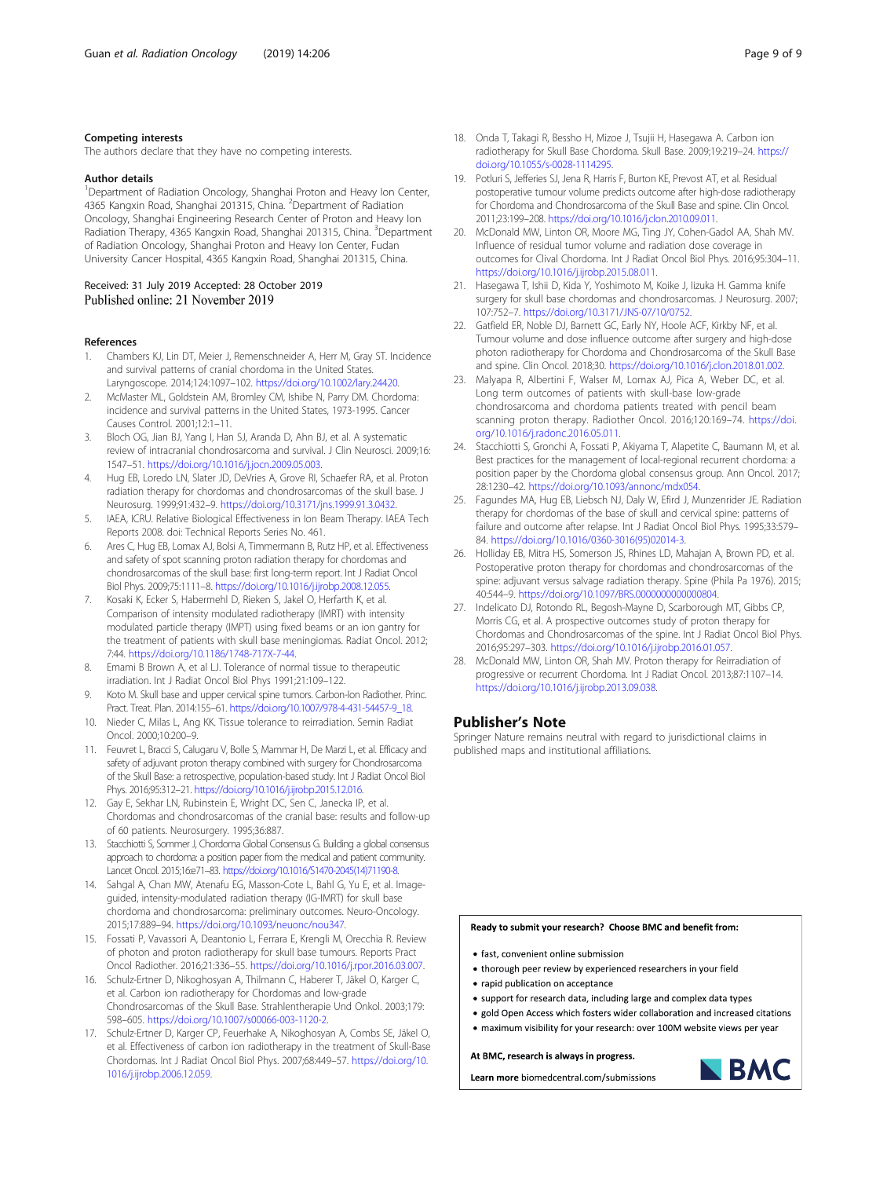### Competing interests

The authors declare that they have no competing interests.

### Author details

[1]Department of Radiation Oncology, Shanghai Proton and Heavy Ion Center, 4365 Kangxin Road, Shanghai 201315, China. [2]Department of Radiation Oncology, Shanghai Engineering Research Center of Proton and Heavy Ion Radiation Therapy, 4365 Kangxin Road, Shanghai 201315, China. [3]Department of Radiation Oncology, Shanghai Proton and Heavy Ion Center, Fudan University Cancer Hospital, 4365 Kangxin Road, Shanghai 201315, China.

Received: 31 July 2019 Accepted: 28 October 2019
Published online: 21 November 2019

### References

1. Chambers KJ, Lin DT, Meier J, Remenschneider A, Herr M, Gray ST. Incidence and survival patterns of cranial chordoma in the United States. Laryngoscope. 2014;124:1097–102. https://doi.org/10.1002/lary.24420.
2. McMaster ML, Goldstein AM, Bromley CM, Ishibe N, Parry DM. Chordoma: incidence and survival patterns in the United States, 1973-1995. Cancer Causes Control. 2001;12:1–11.
3. Bloch OG, Jian BJ, Yang I, Han SJ, Aranda D, Ahn BJ, et al. A systematic review of intracranial chondrosarcoma and survival. J Clin Neurosci. 2009;16:1547–51. https://doi.org/10.1016/j.jocn.2009.05.003.
4. Hug EB, Loredo LN, Slater JD, DeVries A, Grove RI, Schaefer RA, et al. Proton radiation therapy for chordomas and chondrosarcomas of the skull base. J Neurosurg. 1999;91:432–9. https://doi.org/10.3171/jns.1999.91.3.0432.
5. IAEA, ICRU. Relative Biological Effectiveness in Ion Beam Therapy. IAEA Tech Reports 2008. doi: Technical Reports Series No. 461.
6. Ares C, Hug EB, Lomax AJ, Bolsi A, Timmermann B, Rutz HP, et al. Effectiveness and safety of spot scanning proton radiation therapy for chordomas and chondrosarcomas of the skull base: first long-term report. Int J Radiat Oncol Biol Phys. 2009;75:1111–8. https://doi.org/10.1016/j.ijrobp.2008.12.055.
7. Kosaki K, Ecker S, Habermehl D, Rieken S, Jakel O, Herfarth K, et al. Comparison of intensity modulated radiotherapy (IMRT) with intensity modulated particle therapy (IMPT) using fixed beams or an ion gantry for the treatment of patients with skull base meningiomas. Radiat Oncol. 2012;7:44. https://doi.org/10.1186/1748-717X-7-44.
8. Emami B Brown A, et al LJ. Tolerance of normal tissue to therapeutic irradiation. Int J Radiat Oncol Biol Phys 1991;21:109–122.
9. Koto M. Skull base and upper cervical spine tumors. Carbon-Ion Radiother. Princ. Pract. Treat. Plan. 2014:155–61. https://doi.org/10.1007/978-4-431-54457-9_18.
10. Nieder C, Milas L, Ang KK. Tissue tolerance to reirradiation. Semin Radiat Oncol. 2000;10:200–9.
11. Feuvret L, Bracci S, Calugaru V, Bolle S, Mammar H, De Marzi L, et al. Efficacy and safety of adjuvant proton therapy combined with surgery for Chondrosarcoma of the Skull Base: a retrospective, population-based study. Int J Radiat Oncol Biol Phys. 2016;95:312–21. https://doi.org/10.1016/j.ijrobp.2015.12.016.
12. Gay E, Sekhar LN, Rubinstein E, Wright DC, Sen C, Janecka IP, et al. Chordomas and chondrosarcomas of the cranial base: results and follow-up of 60 patients. Neurosurgery. 1995;36:887.
13. Stacchiotti S, Sommer J, Chordoma Global Consensus G. Building a global consensus approach to chordoma: a position paper from the medical and patient community. Lancet Oncol. 2015;16:e71–83. https://doi.org/10.1016/S1470-2045(14)71190-8.
14. Sahgal A, Chan MW, Atenafu EG, Masson-Cote L, Bahl G, Yu E, et al. Image-guided, intensity-modulated radiation therapy (IG-IMRT) for skull base chordoma and chondrosarcoma: preliminary outcomes. Neuro-Oncology. 2015;17:889–94. https://doi.org/10.1093/neuonc/nou347.
15. Fossati P, Vavassori A, Deantonio L, Ferrara E, Krengli M, Orecchia R. Review of photon and proton radiotherapy for skull base tumours. Reports Pract Oncol Radiother. 2016;21:336–55. https://doi.org/10.1016/j.rpor.2016.03.007.
16. Schulz-Ertner D, Nikoghosyan A, Thilmann C, Haberer T, Jäkel O, Karger C, et al. Carbon ion radiotherapy for Chordomas and low-grade Chondrosarcomas of the Skull Base. Strahlentherapie Und Onkol. 2003;179:598–605. https://doi.org/10.1007/s00066-003-1120-2.
17. Schulz-Ertner D, Karger CP, Feuerhake A, Nikoghosyan A, Combs SE, Jäkel O, et al. Effectiveness of carbon ion radiotherapy in the treatment of Skull-Base Chordomas. Int J Radiat Oncol Biol Phys. 2007;68:449–57. https://doi.org/10.1016/j.ijrobp.2006.12.059.
18. Onda T, Takagi R, Bessho H, Mizoe J, Tsujii H, Hasegawa A. Carbon ion radiotherapy for Skull Base Chordoma. Skull Base. 2009;19:219–24. https://doi.org/10.1055/s-0028-1114295.
19. Potluri S, Jefferies SJ, Jena R, Harris F, Burton KE, Prevost AT, et al. Residual postoperative tumour volume predicts outcome after high-dose radiotherapy for Chordoma and Chondrosarcoma of the Skull Base and spine. Clin Oncol. 2011;23:199–208. https://doi.org/10.1016/j.clon.2010.09.011.
20. McDonald MW, Linton OR, Moore MG, Ting JY, Cohen-Gadol AA, Shah MV. Influence of residual tumor volume and radiation dose coverage in outcomes for Clival Chordoma. Int J Radiat Oncol Biol Phys. 2016;95:304–11. https://doi.org/10.1016/j.ijrobp.2015.08.011.
21. Hasegawa T, Ishii D, Kida Y, Yoshimoto M, Koike J, Iizuka H. Gamma knife surgery for skull base chordomas and chondrosarcomas. J Neurosurg. 2007;107:752–7. https://doi.org/10.3171/JNS-07/10/0752.
22. Gatfield ER, Noble DJ, Barnett GC, Early NY, Hoole ACF, Kirkby NF, et al. Tumour volume and dose influence outcome after surgery and high-dose photon radiotherapy for Chordoma and Chondrosarcoma of the Skull Base and spine. Clin Oncol. 2018;30. https://doi.org/10.1016/j.clon.2018.01.002.
23. Malyapa R, Albertini F, Walser M, Lomax AJ, Pica A, Weber DC, et al. Long term outcomes of patients with skull-base low-grade chondrosarcoma and chordoma patients treated with pencil beam scanning proton therapy. Radiother Oncol. 2016;120:169–74. https://doi.org/10.1016/j.radonc.2016.05.011.
24. Stacchiotti S, Gronchi A, Fossati P, Akiyama T, Alapetite C, Baumann M, et al. Best practices for the management of local-regional recurrent chordoma: a position paper by the Chordoma global consensus group. Ann Oncol. 2017;28:1230–42. https://doi.org/10.1093/annonc/mdx054.
25. Fagundes MA, Hug EB, Liebsch NJ, Daly W, Efird J, Munzenrider JE. Radiation therapy for chordomas of the base of skull and cervical spine: patterns of failure and outcome after relapse. Int J Radiat Oncol Biol Phys. 1995;33:579–84. https://doi.org/10.1016/0360-3016(95)02014-3.
26. Holliday EB, Mitra HS, Somerson JS, Rhines LD, Mahajan A, Brown PD, et al. Postoperative proton therapy for chordomas and chondrosarcomas of the spine: adjuvant versus salvage radiation therapy. Spine (Phila Pa 1976). 2015;40:544–9. https://doi.org/10.1097/BRS.0000000000000804.
27. Indelicato DJ, Rotondo RL, Begosh-Mayne D, Scarborough MT, Gibbs CP, Morris CG, et al. A prospective outcomes study of proton therapy for Chordomas and Chondrosarcomas of the spine. Int J Radiat Oncol Biol Phys. 2016;95:297–303. https://doi.org/10.1016/j.ijrobp.2016.01.057.
28. McDonald MW, Linton OR, Shah MV. Proton therapy for Reirradiation of progressive or recurrent Chordoma. Int J Radiat Oncol. 2013;87:1107–14. https://doi.org/10.1016/j.ijrobp.2013.09.038.

## Publisher's Note

Springer Nature remains neutral with regard to jurisdictional claims in published maps and institutional affiliations.

**Ready to submit your research? Choose BMC and benefit from:**

- fast, convenient online submission
- thorough peer review by experienced researchers in your field
- rapid publication on acceptance
- support for research data, including large and complex data types
- gold Open Access which fosters wider collaboration and increased citations
- maximum visibility for your research: over 100M website views per year

**At BMC, research is always in progress.**

**Learn more** biomedcentral.com/submissions

BMC